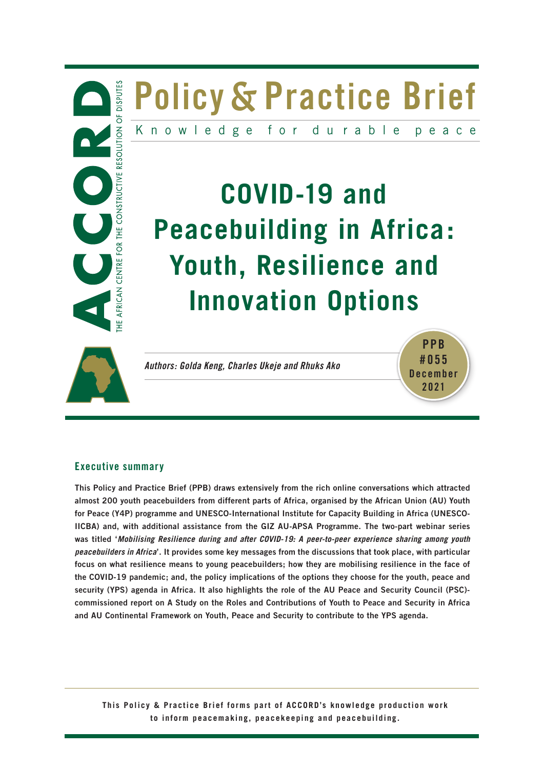ACCORD

THE AFRICAN CENTRE FOR THE CONSTRUCTIVE RESOLUTION OF DISPUTES

Policy & Practice Brief

Knowledge for durable peace

# COVID-19 and Peacebuilding in Africa: Youth, Resilience and Innovation Options

*Authors: Golda Keng, Charles Ukeje and Rhuks Ako*

PPB #055 December 2021

## Executive summary

**This Policy and Practice Brief (PPB) draws extensively from the rich online conversations which attracted almost 200 youth peacebuilders from different parts of Africa, organised by the African Union (AU) Youth for Peace (Y4P) programme and UNESCO-International Institute for Capacity Building in Africa (UNESCO-IICBA) and, with additional assistance from the GIZ AU-APSA Programme. The two-part webinar series was titled '*Mobilising Resilience during and after COVID-19: A peer-to-peer experience sharing among youth peacebuilders in Africa*'. It provides some key messages from the discussions that took place, with particular focus on what resilience means to young peacebuilders; how they are mobilising resilience in the face of the COVID-19 pandemic; and, the policy implications of the options they choose for the youth, peace and security (YPS) agenda in Africa. It also highlights the role of the AU Peace and Security Council (PSC)-commissioned report on A Study on the Roles and Contributions of Youth to Peace and Security in Africa and AU Continental Framework on Youth, Peace and Security to contribute to the YPS agenda.**

**This Policy & Practice Brief forms part of ACCORD's knowledge production work to inform peacemaking, peacekeeping and peacebuilding.**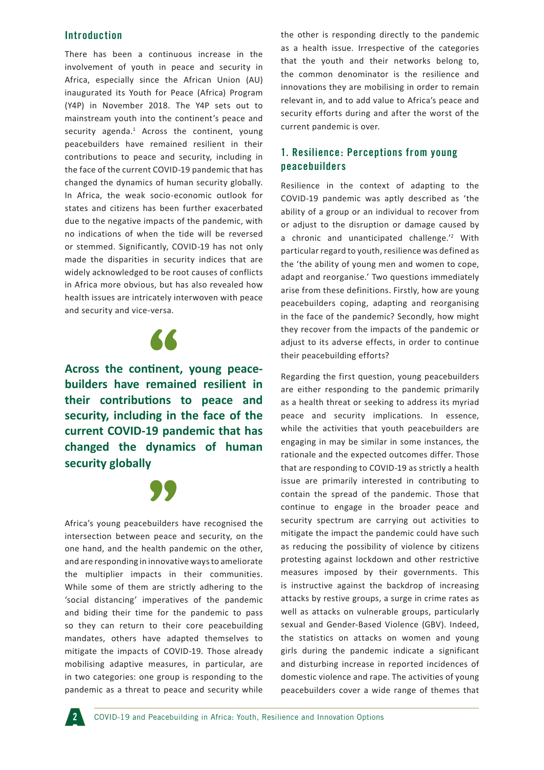## Introduction

There has been a continuous increase in the involvement of youth in peace and security in Africa, especially since the African Union (AU) inaugurated its Youth for Peace (Africa) Program (Y4P) in November 2018. The Y4P sets out to mainstream youth into the continent's peace and security agenda.[1] Across the continent, young peacebuilders have remained resilient in their contributions to peace and security, including in the face of the current COVID-19 pandemic that has changed the dynamics of human security globally. In Africa, the weak socio-economic outlook for states and citizens has been further exacerbated due to the negative impacts of the pandemic, with no indications of when the tide will be reversed or stemmed. Significantly, COVID-19 has not only made the disparities in security indices that are widely acknowledged to be root causes of conflicts in Africa more obvious, but has also revealed how health issues are intricately interwoven with peace and security and vice-versa.

> **Across the continent, young peace-builders have remained resilient in their contributions to peace and security, including in the face of the current COVID-19 pandemic that has changed the dynamics of human security globally**

Africa's young peacebuilders have recognised the intersection between peace and security, on the one hand, and the health pandemic on the other, and are responding in innovative ways to ameliorate the multiplier impacts in their communities. While some of them are strictly adhering to the 'social distancing' imperatives of the pandemic and biding their time for the pandemic to pass so they can return to their core peacebuilding mandates, others have adapted themselves to mitigate the impacts of COVID-19. Those already mobilising adaptive measures, in particular, are in two categories: one group is responding to the pandemic as a threat to peace and security while the other is responding directly to the pandemic as a health issue. Irrespective of the categories that the youth and their networks belong to, the common denominator is the resilience and innovations they are mobilising in order to remain relevant in, and to add value to Africa's peace and security efforts during and after the worst of the current pandemic is over.

## 1. Resilience: Perceptions from young peacebuilders

Resilience in the context of adapting to the COVID-19 pandemic was aptly described as 'the ability of a group or an individual to recover from or adjust to the disruption or damage caused by a chronic and unanticipated challenge.'[2] With particular regard to youth, resilience was defined as the 'the ability of young men and women to cope, adapt and reorganise.' Two questions immediately arise from these definitions. Firstly, how are young peacebuilders coping, adapting and reorganising in the face of the pandemic? Secondly, how might they recover from the impacts of the pandemic or adjust to its adverse effects, in order to continue their peacebuilding efforts?

Regarding the first question, young peacebuilders are either responding to the pandemic primarily as a health threat or seeking to address its myriad peace and security implications. In essence, while the activities that youth peacebuilders are engaging in may be similar in some instances, the rationale and the expected outcomes differ. Those that are responding to COVID-19 as strictly a health issue are primarily interested in contributing to contain the spread of the pandemic. Those that continue to engage in the broader peace and security spectrum are carrying out activities to mitigate the impact the pandemic could have such as reducing the possibility of violence by citizens protesting against lockdown and other restrictive measures imposed by their governments. This is instructive against the backdrop of increasing attacks by restive groups, a surge in crime rates as well as attacks on vulnerable groups, particularly sexual and Gender-Based Violence (GBV). Indeed, the statistics on attacks on women and young girls during the pandemic indicate a significant and disturbing increase in reported incidences of domestic violence and rape. The activities of young peacebuilders cover a wide range of themes that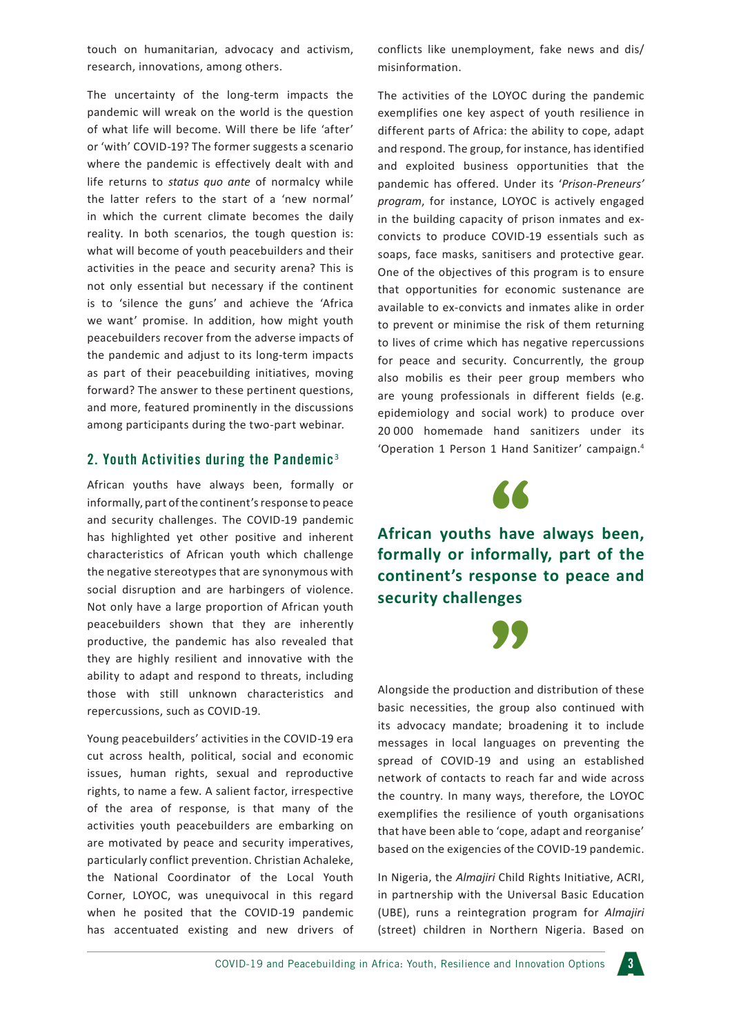touch on humanitarian, advocacy and activism, research, innovations, among others.

The uncertainty of the long-term impacts the pandemic will wreak on the world is the question of what life will become. Will there be life 'after' or 'with' COVID-19? The former suggests a scenario where the pandemic is effectively dealt with and life returns to *status quo ante* of normalcy while the latter refers to the start of a 'new normal' in which the current climate becomes the daily reality. In both scenarios, the tough question is: what will become of youth peacebuilders and their activities in the peace and security arena? This is not only essential but necessary if the continent is to 'silence the guns' and achieve the 'Africa we want' promise. In addition, how might youth peacebuilders recover from the adverse impacts of the pandemic and adjust to its long-term impacts as part of their peacebuilding initiatives, moving forward? The answer to these pertinent questions, and more, featured prominently in the discussions among participants during the two-part webinar.

## 2. Youth Activities during the Pandemic[3]

African youths have always been, formally or informally, part of the continent's response to peace and security challenges. The COVID-19 pandemic has highlighted yet other positive and inherent characteristics of African youth which challenge the negative stereotypes that are synonymous with social disruption and are harbingers of violence. Not only have a large proportion of African youth peacebuilders shown that they are inherently productive, the pandemic has also revealed that they are highly resilient and innovative with the ability to adapt and respond to threats, including those with still unknown characteristics and repercussions, such as COVID-19.

Young peacebuilders' activities in the COVID-19 era cut across health, political, social and economic issues, human rights, sexual and reproductive rights, to name a few. A salient factor, irrespective of the area of response, is that many of the activities youth peacebuilders are embarking on are motivated by peace and security imperatives, particularly conflict prevention. Christian Achaleke, the National Coordinator of the Local Youth Corner, LOYOC, was unequivocal in this regard when he posited that the COVID-19 pandemic has accentuated existing and new drivers of conflicts like unemployment, fake news and dis/misinformation.

The activities of the LOYOC during the pandemic exemplifies one key aspect of youth resilience in different parts of Africa: the ability to cope, adapt and respond. The group, for instance, has identified and exploited business opportunities that the pandemic has offered. Under its '*Prison-Preneurs' program*, for instance, LOYOC is actively engaged in the building capacity of prison inmates and ex-convicts to produce COVID-19 essentials such as soaps, face masks, sanitisers and protective gear. One of the objectives of this program is to ensure that opportunities for economic sustenance are available to ex-convicts and inmates alike in order to prevent or minimise the risk of them returning to lives of crime which has negative repercussions for peace and security. Concurrently, the group also mobilis es their peer group members who are young professionals in different fields (e.g. epidemiology and social work) to produce over 20 000 homemade hand sanitizers under its 'Operation 1 Person 1 Hand Sanitizer' campaign.[4]

> **African youths have always been, formally or informally, part of the continent's response to peace and security challenges**

Alongside the production and distribution of these basic necessities, the group also continued with its advocacy mandate; broadening it to include messages in local languages on preventing the spread of COVID-19 and using an established network of contacts to reach far and wide across the country. In many ways, therefore, the LOYOC exemplifies the resilience of youth organisations that have been able to 'cope, adapt and reorganise' based on the exigencies of the COVID-19 pandemic.

In Nigeria, the *Almajiri* Child Rights Initiative, ACRI, in partnership with the Universal Basic Education (UBE), runs a reintegration program for *Almajiri* (street) children in Northern Nigeria. Based on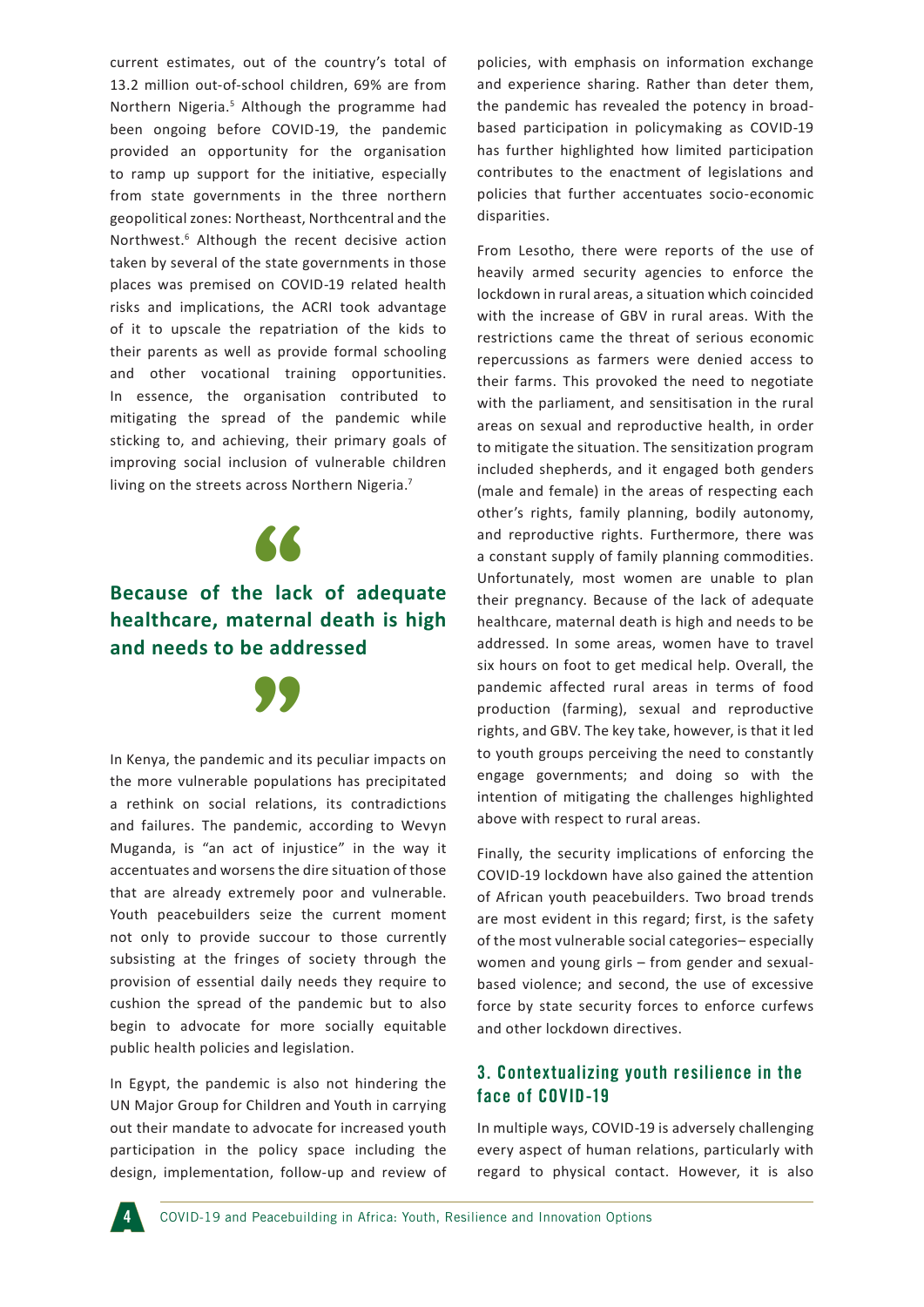current estimates, out of the country's total of 13.2 million out-of-school children, 69% are from Northern Nigeria.[5] Although the programme had been ongoing before COVID-19, the pandemic provided an opportunity for the organisation to ramp up support for the initiative, especially from state governments in the three northern geopolitical zones: Northeast, Northcentral and the Northwest.[6] Although the recent decisive action taken by several of the state governments in those places was premised on COVID-19 related health risks and implications, the ACRI took advantage of it to upscale the repatriation of the kids to their parents as well as provide formal schooling and other vocational training opportunities. In essence, the organisation contributed to mitigating the spread of the pandemic while sticking to, and achieving, their primary goals of improving social inclusion of vulnerable children living on the streets across Northern Nigeria.[7]

> **Because of the lack of adequate healthcare, maternal death is high and needs to be addressed**

In Kenya, the pandemic and its peculiar impacts on the more vulnerable populations has precipitated a rethink on social relations, its contradictions and failures. The pandemic, according to Wevyn Muganda, is "an act of injustice" in the way it accentuates and worsens the dire situation of those that are already extremely poor and vulnerable. Youth peacebuilders seize the current moment not only to provide succour to those currently subsisting at the fringes of society through the provision of essential daily needs they require to cushion the spread of the pandemic but to also begin to advocate for more socially equitable public health policies and legislation.

In Egypt, the pandemic is also not hindering the UN Major Group for Children and Youth in carrying out their mandate to advocate for increased youth participation in the policy space including the design, implementation, follow-up and review of policies, with emphasis on information exchange and experience sharing. Rather than deter them, the pandemic has revealed the potency in broad-based participation in policymaking as COVID-19 has further highlighted how limited participation contributes to the enactment of legislations and policies that further accentuates socio-economic disparities.

From Lesotho, there were reports of the use of heavily armed security agencies to enforce the lockdown in rural areas, a situation which coincided with the increase of GBV in rural areas. With the restrictions came the threat of serious economic repercussions as farmers were denied access to their farms. This provoked the need to negotiate with the parliament, and sensitisation in the rural areas on sexual and reproductive health, in order to mitigate the situation. The sensitization program included shepherds, and it engaged both genders (male and female) in the areas of respecting each other's rights, family planning, bodily autonomy, and reproductive rights. Furthermore, there was a constant supply of family planning commodities. Unfortunately, most women are unable to plan their pregnancy. Because of the lack of adequate healthcare, maternal death is high and needs to be addressed. In some areas, women have to travel six hours on foot to get medical help. Overall, the pandemic affected rural areas in terms of food production (farming), sexual and reproductive rights, and GBV. The key take, however, is that it led to youth groups perceiving the need to constantly engage governments; and doing so with the intention of mitigating the challenges highlighted above with respect to rural areas.

Finally, the security implications of enforcing the COVID-19 lockdown have also gained the attention of African youth peacebuilders. Two broad trends are most evident in this regard; first, is the safety of the most vulnerable social categories– especially women and young girls – from gender and sexual-based violence; and second, the use of excessive force by state security forces to enforce curfews and other lockdown directives.

## 3. Contextualizing youth resilience in the face of COVID-19

In multiple ways, COVID-19 is adversely challenging every aspect of human relations, particularly with regard to physical contact. However, it is also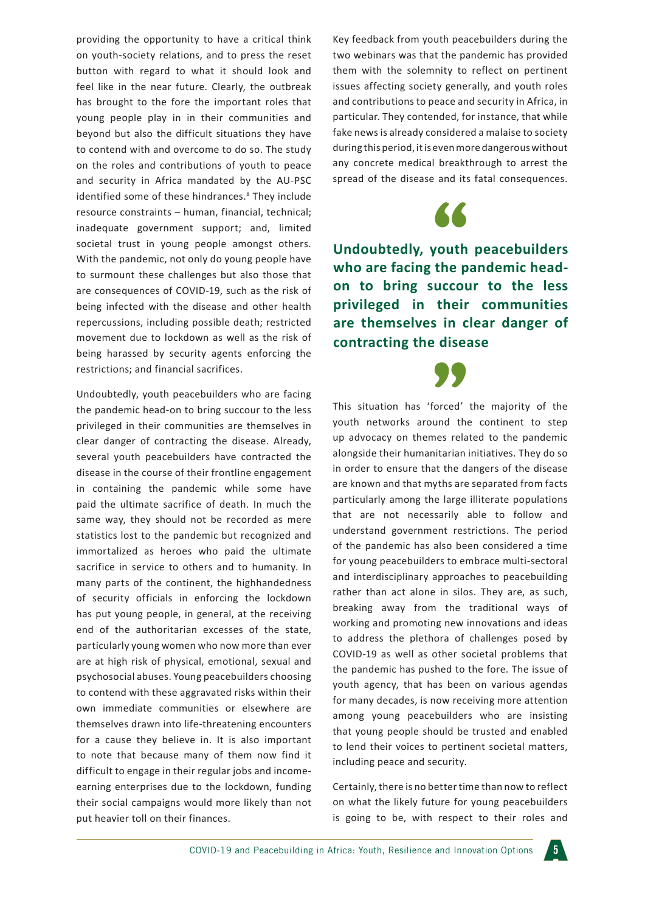providing the opportunity to have a critical think on youth-society relations, and to press the reset button with regard to what it should look and feel like in the near future. Clearly, the outbreak has brought to the fore the important roles that young people play in in their communities and beyond but also the difficult situations they have to contend with and overcome to do so. The study on the roles and contributions of youth to peace and security in Africa mandated by the AU-PSC identified some of these hindrances.[8] They include resource constraints – human, financial, technical; inadequate government support; and, limited societal trust in young people amongst others. With the pandemic, not only do young people have to surmount these challenges but also those that are consequences of COVID-19, such as the risk of being infected with the disease and other health repercussions, including possible death; restricted movement due to lockdown as well as the risk of being harassed by security agents enforcing the restrictions; and financial sacrifices.

Undoubtedly, youth peacebuilders who are facing the pandemic head-on to bring succour to the less privileged in their communities are themselves in clear danger of contracting the disease. Already, several youth peacebuilders have contracted the disease in the course of their frontline engagement in containing the pandemic while some have paid the ultimate sacrifice of death. In much the same way, they should not be recorded as mere statistics lost to the pandemic but recognized and immortalized as heroes who paid the ultimate sacrifice in service to others and to humanity. In many parts of the continent, the highhandedness of security officials in enforcing the lockdown has put young people, in general, at the receiving end of the authoritarian excesses of the state, particularly young women who now more than ever are at high risk of physical, emotional, sexual and psychosocial abuses. Young peacebuilders choosing to contend with these aggravated risks within their own immediate communities or elsewhere are themselves drawn into life-threatening encounters for a cause they believe in. It is also important to note that because many of them now find it difficult to engage in their regular jobs and income-earning enterprises due to the lockdown, funding their social campaigns would more likely than not put heavier toll on their finances.

Key feedback from youth peacebuilders during the two webinars was that the pandemic has provided them with the solemnity to reflect on pertinent issues affecting society generally, and youth roles and contributions to peace and security in Africa, in particular. They contended, for instance, that while fake news is already considered a malaise to society during this period, it is even more dangerous without any concrete medical breakthrough to arrest the spread of the disease and its fatal consequences.

> **Undoubtedly, youth peacebuilders who are facing the pandemic head-on to bring succour to the less privileged in their communities are themselves in clear danger of contracting the disease**

This situation has 'forced' the majority of the youth networks around the continent to step up advocacy on themes related to the pandemic alongside their humanitarian initiatives. They do so in order to ensure that the dangers of the disease are known and that myths are separated from facts particularly among the large illiterate populations that are not necessarily able to follow and understand government restrictions. The period of the pandemic has also been considered a time for young peacebuilders to embrace multi-sectoral and interdisciplinary approaches to peacebuilding rather than act alone in silos. They are, as such, breaking away from the traditional ways of working and promoting new innovations and ideas to address the plethora of challenges posed by COVID-19 as well as other societal problems that the pandemic has pushed to the fore. The issue of youth agency, that has been on various agendas for many decades, is now receiving more attention among young peacebuilders who are insisting that young people should be trusted and enabled to lend their voices to pertinent societal matters, including peace and security.

Certainly, there is no better time than now to reflect on what the likely future for young peacebuilders is going to be, with respect to their roles and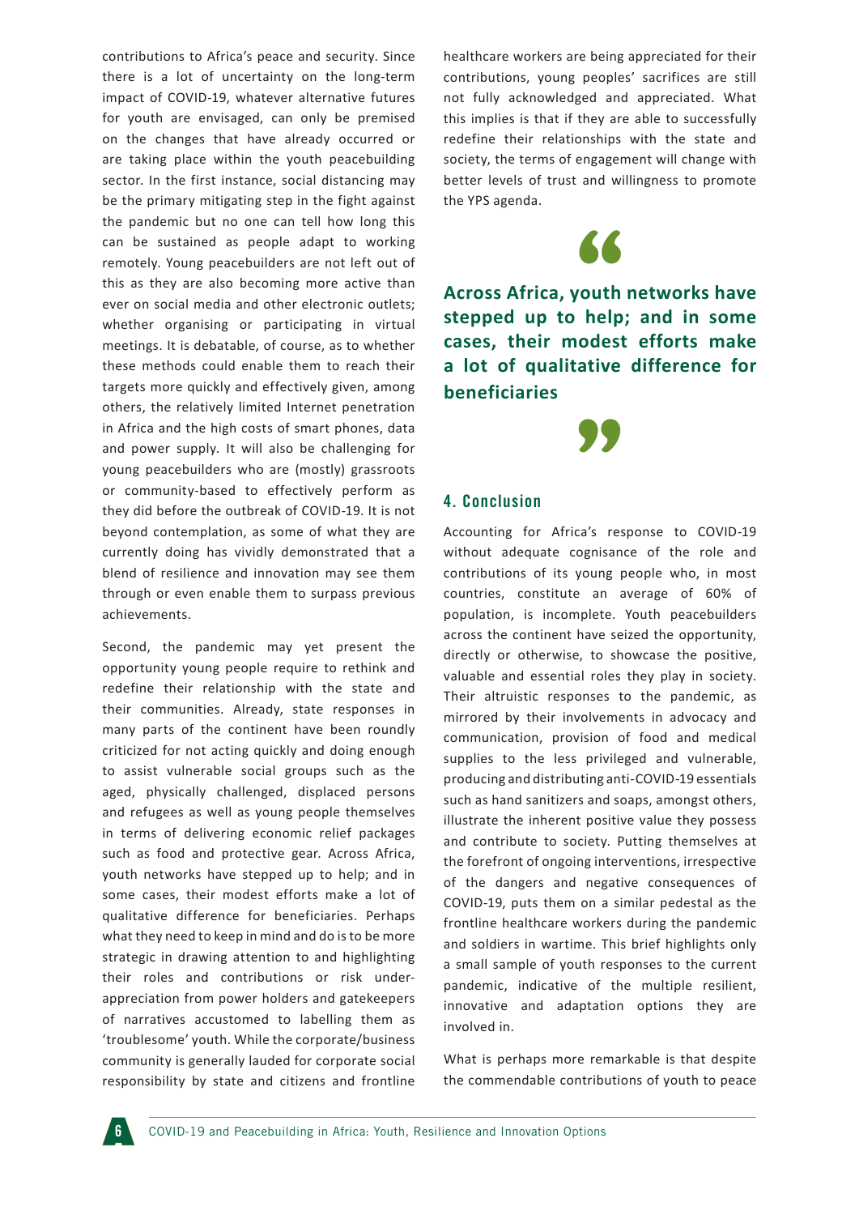contributions to Africa's peace and security. Since there is a lot of uncertainty on the long-term impact of COVID-19, whatever alternative futures for youth are envisaged, can only be premised on the changes that have already occurred or are taking place within the youth peacebuilding sector. In the first instance, social distancing may be the primary mitigating step in the fight against the pandemic but no one can tell how long this can be sustained as people adapt to working remotely. Young peacebuilders are not left out of this as they are also becoming more active than ever on social media and other electronic outlets; whether organising or participating in virtual meetings. It is debatable, of course, as to whether these methods could enable them to reach their targets more quickly and effectively given, among others, the relatively limited Internet penetration in Africa and the high costs of smart phones, data and power supply. It will also be challenging for young peacebuilders who are (mostly) grassroots or community-based to effectively perform as they did before the outbreak of COVID-19. It is not beyond contemplation, as some of what they are currently doing has vividly demonstrated that a blend of resilience and innovation may see them through or even enable them to surpass previous achievements.

Second, the pandemic may yet present the opportunity young people require to rethink and redefine their relationship with the state and their communities. Already, state responses in many parts of the continent have been roundly criticized for not acting quickly and doing enough to assist vulnerable social groups such as the aged, physically challenged, displaced persons and refugees as well as young people themselves in terms of delivering economic relief packages such as food and protective gear. Across Africa, youth networks have stepped up to help; and in some cases, their modest efforts make a lot of qualitative difference for beneficiaries. Perhaps what they need to keep in mind and do is to be more strategic in drawing attention to and highlighting their roles and contributions or risk under-appreciation from power holders and gatekeepers of narratives accustomed to labelling them as 'troublesome' youth. While the corporate/business community is generally lauded for corporate social responsibility by state and citizens and frontline healthcare workers are being appreciated for their contributions, young peoples' sacrifices are still not fully acknowledged and appreciated. What this implies is that if they are able to successfully redefine their relationships with the state and society, the terms of engagement will change with better levels of trust and willingness to promote the YPS agenda.

> **Across Africa, youth networks have stepped up to help; and in some cases, their modest efforts make a lot of qualitative difference for beneficiaries**

## 4. Conclusion

Accounting for Africa's response to COVID-19 without adequate cognisance of the role and contributions of its young people who, in most countries, constitute an average of 60% of population, is incomplete. Youth peacebuilders across the continent have seized the opportunity, directly or otherwise, to showcase the positive, valuable and essential roles they play in society. Their altruistic responses to the pandemic, as mirrored by their involvements in advocacy and communication, provision of food and medical supplies to the less privileged and vulnerable, producing and distributing anti-COVID-19 essentials such as hand sanitizers and soaps, amongst others, illustrate the inherent positive value they possess and contribute to society. Putting themselves at the forefront of ongoing interventions, irrespective of the dangers and negative consequences of COVID-19, puts them on a similar pedestal as the frontline healthcare workers during the pandemic and soldiers in wartime. This brief highlights only a small sample of youth responses to the current pandemic, indicative of the multiple resilient, innovative and adaptation options they are involved in.

What is perhaps more remarkable is that despite the commendable contributions of youth to peace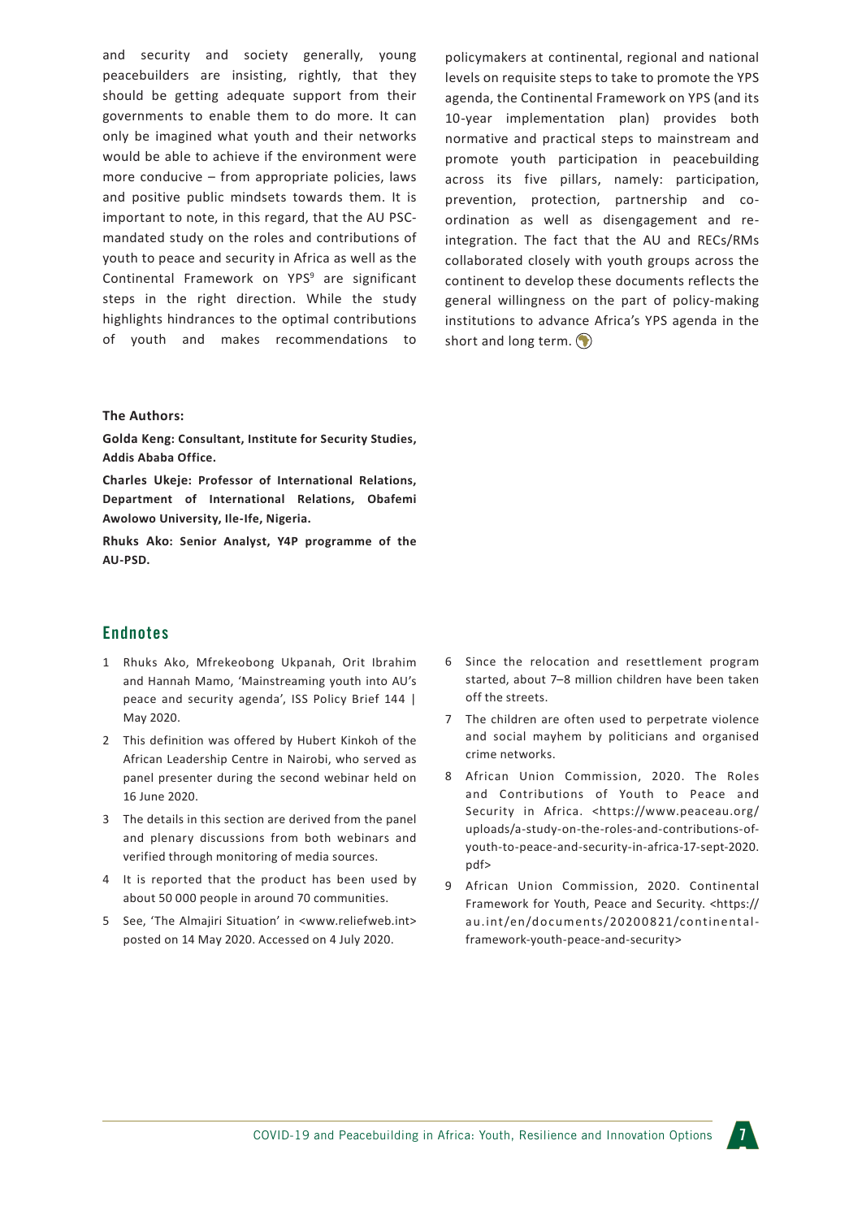and security and society generally, young peacebuilders are insisting, rightly, that they should be getting adequate support from their governments to enable them to do more. It can only be imagined what youth and their networks would be able to achieve if the environment were more conducive – from appropriate policies, laws and positive public mindsets towards them. It is important to note, in this regard, that the AU PSC-mandated study on the roles and contributions of youth to peace and security in Africa as well as the Continental Framework on YPS[9] are significant steps in the right direction. While the study highlights hindrances to the optimal contributions of youth and makes recommendations to policymakers at continental, regional and national levels on requisite steps to take to promote the YPS agenda, the Continental Framework on YPS (and its 10-year implementation plan) provides both normative and practical steps to mainstream and promote youth participation in peacebuilding across its five pillars, namely: participation, prevention, protection, partnership and co-ordination as well as disengagement and re-integration. The fact that the AU and RECs/RMs collaborated closely with youth groups across the continent to develop these documents reflects the general willingness on the part of policy-making institutions to advance Africa's YPS agenda in the short and long term.

**The Authors:**

**Golda Keng: Consultant, Institute for Security Studies, Addis Ababa Office.**

**Charles Ukeje: Professor of International Relations, Department of International Relations, Obafemi Awolowo University, Ile-Ife, Nigeria.**

**Rhuks Ako: Senior Analyst, Y4P programme of the AU-PSD.**

## Endnotes

1. Rhuks Ako, Mfrekeobong Ukpanah, Orit Ibrahim and Hannah Mamo, 'Mainstreaming youth into AU's peace and security agenda', ISS Policy Brief 144 | May 2020.
2. This definition was offered by Hubert Kinkoh of the African Leadership Centre in Nairobi, who served as panel presenter during the second webinar held on 16 June 2020.
3. The details in this section are derived from the panel and plenary discussions from both webinars and verified through monitoring of media sources.
4. It is reported that the product has been used by about 50 000 people in around 70 communities.
5. See, 'The Almajiri Situation' in <www.reliefweb.int> posted on 14 May 2020. Accessed on 4 July 2020.
6. Since the relocation and resettlement program started, about 7–8 million children have been taken off the streets.
7. The children are often used to perpetrate violence and social mayhem by politicians and organised crime networks.
8. African Union Commission, 2020. The Roles and Contributions of Youth to Peace and Security in Africa. <https://www.peaceau.org/uploads/a-study-on-the-roles-and-contributions-of-youth-to-peace-and-security-in-africa-17-sept-2020.pdf>
9. African Union Commission, 2020. Continental Framework for Youth, Peace and Security. <https://au.int/en/documents/20200821/continental-framework-youth-peace-and-security>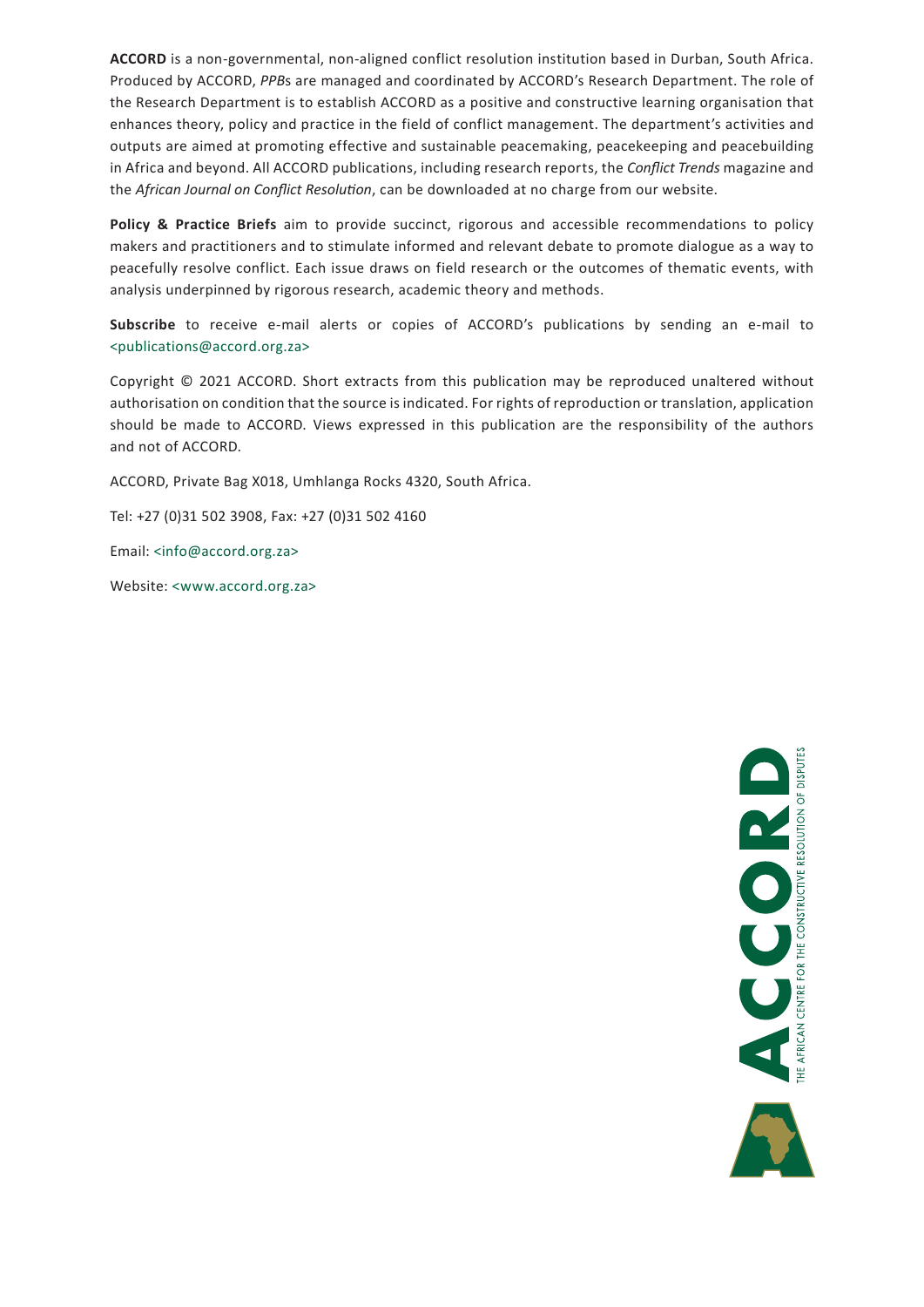**ACCORD** is a non-governmental, non-aligned conflict resolution institution based in Durban, South Africa. Produced by ACCORD, *PPB*s are managed and coordinated by ACCORD's Research Department. The role of the Research Department is to establish ACCORD as a positive and constructive learning organisation that enhances theory, policy and practice in the field of conflict management. The department's activities and outputs are aimed at promoting effective and sustainable peacemaking, peacekeeping and peacebuilding in Africa and beyond. All ACCORD publications, including research reports, the *Conflict Trends* magazine and the *African Journal on Conflict Resolution*, can be downloaded at no charge from our website.

**Policy & Practice Briefs** aim to provide succinct, rigorous and accessible recommendations to policy makers and practitioners and to stimulate informed and relevant debate to promote dialogue as a way to peacefully resolve conflict. Each issue draws on field research or the outcomes of thematic events, with analysis underpinned by rigorous research, academic theory and methods.

**Subscribe** to receive e-mail alerts or copies of ACCORD's publications by sending an e-mail to <publications@accord.org.za>

Copyright © 2021 ACCORD. Short extracts from this publication may be reproduced unaltered without authorisation on condition that the source is indicated. For rights of reproduction or translation, application should be made to ACCORD. Views expressed in this publication are the responsibility of the authors and not of ACCORD.

ACCORD, Private Bag X018, Umhlanga Rocks 4320, South Africa.

Tel: +27 (0)31 502 3908, Fax: +27 (0)31 502 4160

Email: <info@accord.org.za>

Website: <www.accord.org.za>

ACCORD

THE AFRICAN CENTRE FOR THE CONSTRUCTIVE RESOLUTION OF DISPUTES